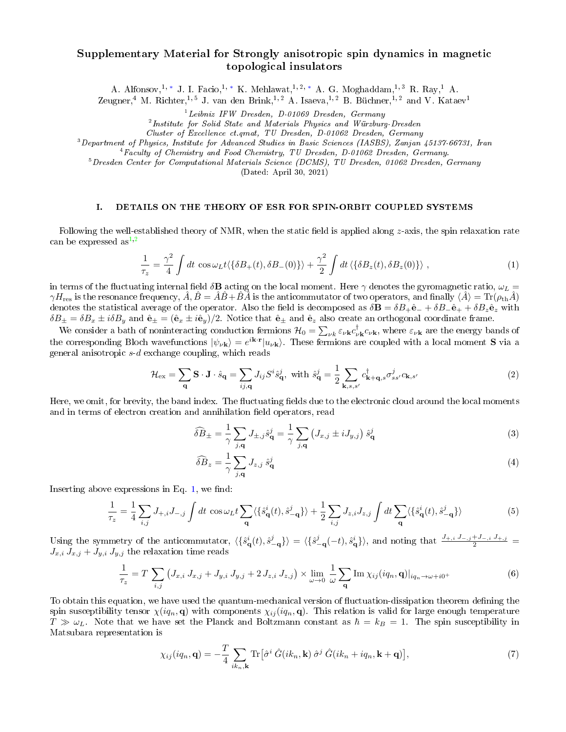# Supplementary Material for Strongly anisotropic spin dynamics in magnetic topological insulators

A. Alfonsov,[1,*] J. I. Facio,[1,*] K. Mehlawat,[1,2,*] A. G. Moghaddam,[1,3] R. Ray,[1] A. Zeugner,[4] M. Richter,[1,5] J. van den Brink,[1,2] A. Isaeva,[1,2] B. Büchner,[1,2] and V. Kataev[1]

[1] Leibniz IFW Dresden, D-01069 Dresden, Germany
[2] Institute for Solid State and Materials Physics and Würzburg-Dresden Cluster of Excellence ct.qmat, TU Dresden, D-01062 Dresden, Germany
[3] Department of Physics, Institute for Advanced Studies in Basic Sciences (IASBS), Zanjan 45137-66731, Iran
[4] Faculty of Chemistry and Food Chemistry, TU Dresden, D-01062 Dresden, Germany.
[5] Dresden Center for Computational Materials Science (DCMS), TU Dresden, 01062 Dresden, Germany

(Dated: April 30, 2021)

## I. DETAILS ON THE THEORY OF ESR FOR SPIN-ORBIT COUPLED SYSTEMS

Following the well-established theory of NMR, when the static field is applied along $z$-axis, the spin relaxation rate can be expressed as[1,2]

$$\frac{1}{\tau_z} = \frac{\gamma^2}{4}\int dt\, \cos\omega_L t \langle\{\delta B_+(t), \delta B_-(0)\}\rangle + \frac{\gamma^2}{2}\int dt\, \langle\{\delta B_z(t), \delta B_z(0)\}\rangle\ , \tag{1}$$

in terms of the fluctuating internal field $\delta\mathbf{B}$ acting on the local moment. Here $\gamma$ denotes the gyromagnetic ratio, $\omega_L = \gamma H_{\rm res}$ is the resonance frequency, $\hat{A}, \hat{B} = \hat{A}\hat{B} + \hat{B}\hat{A}$ is the anticommutator of two operators, and finally $\langle\hat{A}\rangle = {\rm Tr}(\rho_{\rm th}\hat{A})$ denotes the statistical average of the operator. Also the field is decomposed as $\delta\mathbf{B} = \delta B_+\hat{\mathbf{e}}_- + \delta B_-\hat{\mathbf{e}}_+ + \delta B_z\hat{\mathbf{e}}_z$ with $\delta B_\pm = \delta B_x \pm i\delta B_y$ and $\hat{\mathbf{e}}_\pm = (\hat{\mathbf{e}}_x \pm i\hat{\mathbf{e}}_y)/2$. Notice that $\hat{\mathbf{e}}_\pm$ and $\hat{\mathbf{e}}_z$ also create an orthogonal coordinate frame.

We consider a bath of noninteracting conduction fermions $\mathcal{H}_0 = \sum_{\nu k}\varepsilon_{\nu\mathbf{k}}c^\dagger_{\nu\mathbf{k}}c_{\nu\mathbf{k}}$, where $\varepsilon_{\nu\mathbf{k}}$ are the energy bands of the corresponding Bloch wavefunctions $|\psi_{\nu\mathbf{k}}\rangle = e^{i\mathbf{k}\cdot\mathbf{r}}|u_{\nu\mathbf{k}}\rangle$. These fermions are coupled with a local moment $\mathbf{S}$ via a general anisotropic $s$-$d$ exchange coupling, which reads

$$\mathcal{H}_{\rm ex} = \sum_{\mathbf{q}}\mathbf{S}\cdot\mathbf{J}\cdot\hat{s}_{\mathbf{q}} = \sum_{ij,\mathbf{q}}J_{ij}S^i\hat{s}^j_{\mathbf{q}},\ \text{with}\ \hat{s}^j_{\mathbf{q}} = \frac{1}{2}\sum_{\mathbf{k},s,s'}c^\dagger_{\mathbf{k}+\mathbf{q},s}\sigma^j_{ss'}c_{\mathbf{k},s'} \tag{2}$$

Here, we omit, for brevity, the band index. The fluctuating fields due to the electronic cloud around the local moments and in terms of electron creation and annihilation field operators, read

$$\widehat{\delta B}_\pm = \frac{1}{\gamma}\sum_{j,\mathbf{q}}J_{\pm,j}\hat{s}^j_{\mathbf{q}} = \frac{1}{\gamma}\sum_{j,\mathbf{q}}\left(J_{x,j} \pm iJ_{y,j}\right)\hat{s}^j_{\mathbf{q}} \tag{3}$$

$$\widehat{\delta B}_z = \frac{1}{\gamma}\sum_{j,\mathbf{q}}J_{z,j}\ \hat{s}^j_{\mathbf{q}} \tag{4}$$

Inserting above expressions in Eq. 1, we find:

$$\frac{1}{\tau_z} = \frac{1}{4}\sum_{i,j}J_{+,i}J_{-,j}\int dt\ \cos\omega_L t\sum_{\mathbf{q}}\langle\{\hat{s}^i_{\mathbf{q}}(t), \hat{s}^j_{-\mathbf{q}}\}\rangle + \frac{1}{2}\sum_{i,j}J_{z,i}J_{z,j}\int dt\sum_{\mathbf{q}}\langle\{\hat{s}^i_{\mathbf{q}}(t), \hat{s}^j_{-\mathbf{q}}\}\rangle \tag{5}$$

Using the symmetry of the anticommutator, $\langle\{\hat{s}^i_{\mathbf{q}}(t), \hat{s}^j_{-\mathbf{q}}\}\rangle = \langle\{\hat{s}^j_{-\mathbf{q}}(-t), \hat{s}^i_{\mathbf{q}}\}\rangle$, and noting that $\frac{J_{+,i}\,J_{-,j}+J_{-,i}\,J_{+,j}}{2} = J_{x,i}\,J_{x,j} + J_{y,i}\,J_{y,j}$ the relaxation time reads

$$\frac{1}{\tau_z} = T\sum_{i,j}\left(J_{x,i}\,J_{x,j} + J_{y,i}\,J_{y,j} + 2\,J_{z,i}\,J_{z,j}\right)\times\lim_{\omega\to 0}\frac{1}{\omega}\sum_{\mathbf{q}}{\rm Im}\,\chi_{ij}(iq_n,\mathbf{q})|_{iq_n\to\omega+i0^+} \tag{6}$$

To obtain this equation, we have used the quantum-mechanical version of fluctuation-dissipation theorem defining the spin susceptibility tensor $\chi(iq_n,\mathbf{q})$ with components $\chi_{ij}(iq_n,\mathbf{q})$. This relation is valid for large enough temperature $T \gg \omega_L$. Note that we have set the Planck and Boltzmann constant as $\hbar = k_B = 1$. The spin susceptibility in Matsubara representation is

$$\chi_{ij}(iq_n,\mathbf{q}) = -\frac{T}{4}\sum_{ik_n,\mathbf{k}}{\rm Tr}\big[\hat{\sigma}^i\ \hat{G}(ik_n,\mathbf{k})\ \hat{\sigma}^j\ \hat{G}(ik_n + iq_n,\mathbf{k}+\mathbf{q})\big], \tag{7}$$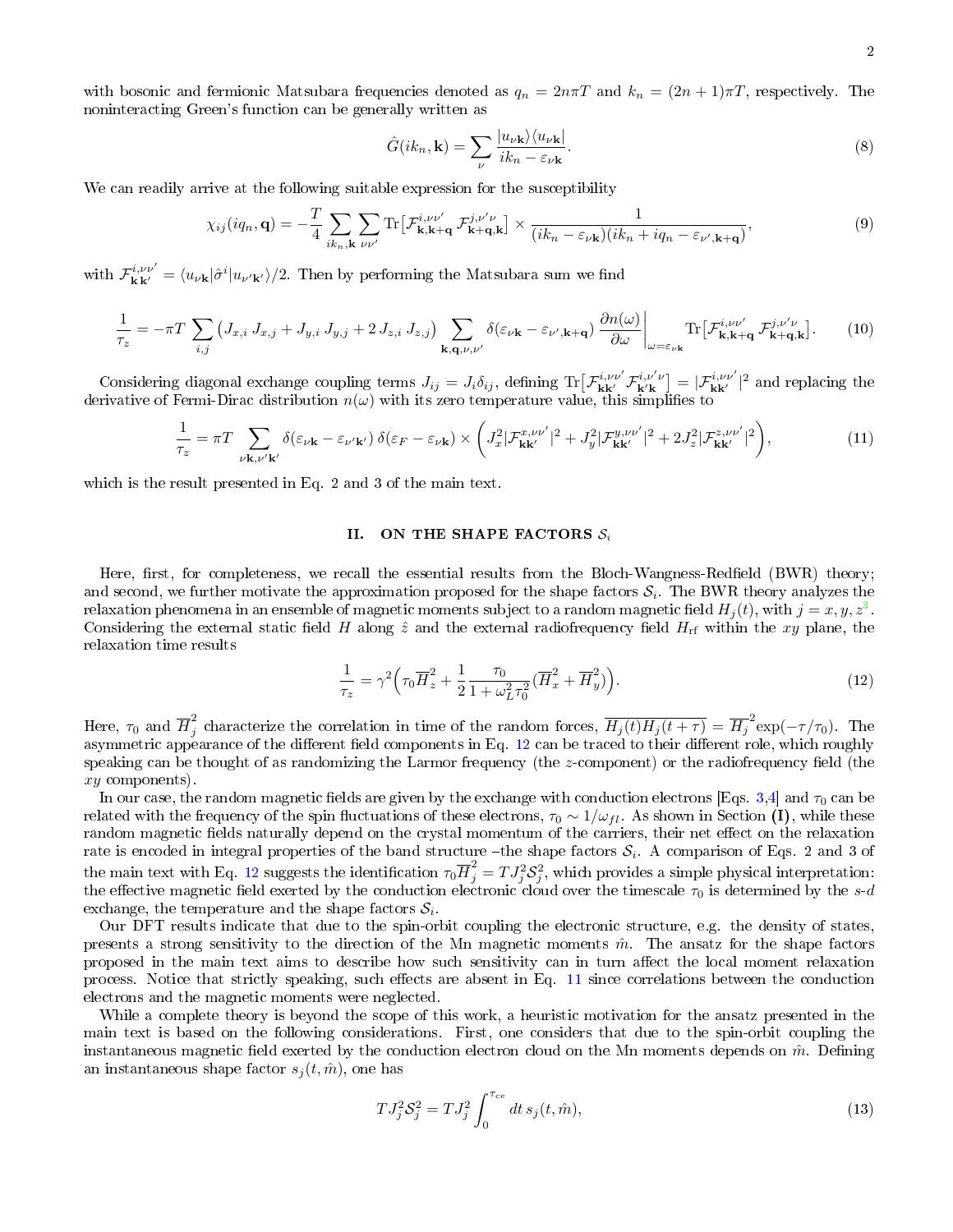with bosonic and fermionic Matsubara frequencies denoted as $q_n = 2n\pi T$ and $k_n = (2n+1)\pi T$, respectively. The noninteracting Green's function can be generally written as

$$\hat{G}(ik_n, \mathbf{k}) = \sum_{\nu} \frac{|u_{\nu\mathbf{k}}\rangle\langle u_{\nu\mathbf{k}}|}{ik_n - \varepsilon_{\nu\mathbf{k}}}. \tag{8}$$

We can readily arrive at the following suitable expression for the susceptibility

$$\chi_{ij}(iq_n, \mathbf{q}) = -\frac{T}{4}\sum_{ik_n,\mathbf{k}}\sum_{\nu\nu'} \mathrm{Tr}\big[\mathcal{F}^{i,\nu\nu'}_{\mathbf{k},\mathbf{k}+\mathbf{q}}\,\mathcal{F}^{j,\nu'\nu}_{\mathbf{k}+\mathbf{q},\mathbf{k}}\big] \times \frac{1}{(ik_n - \varepsilon_{\nu\mathbf{k}})(ik_n + iq_n - \varepsilon_{\nu',\mathbf{k}+\mathbf{q}})}, \tag{9}$$

with $\mathcal{F}^{i,\nu\nu'}_{\mathbf{k}\mathbf{k}'} = \langle u_{\nu\mathbf{k}}|\hat{\sigma}^i|u_{\nu'\mathbf{k}'}\rangle/2$. Then by performing the Matsubara sum we find

$$\frac{1}{\tau_z} = -\pi T \sum_{i,j}\big(J_{x,i}\,J_{x,j} + J_{y,i}\,J_{y,j} + 2\,J_{z,i}\,J_{z,j}\big)\sum_{\mathbf{k},\mathbf{q},\nu,\nu'}\delta(\varepsilon_{\nu\mathbf{k}} - \varepsilon_{\nu',\mathbf{k}+\mathbf{q}})\left.\frac{\partial n(\omega)}{\partial\omega}\right|_{\omega=\varepsilon_{\nu\mathbf{k}}}\mathrm{Tr}\big[\mathcal{F}^{i,\nu\nu'}_{\mathbf{k},\mathbf{k}+\mathbf{q}}\,\mathcal{F}^{j,\nu'\nu}_{\mathbf{k}+\mathbf{q},\mathbf{k}}\big]. \tag{10}$$

Considering diagonal exchange coupling terms $J_{ij} = J_i\delta_{ij}$, defining $\mathrm{Tr}\big[\mathcal{F}^{i,\nu\nu'}_{\mathbf{k}\mathbf{k}'}\mathcal{F}^{i,\nu'\nu}_{\mathbf{k}'\mathbf{k}}\big] = |\mathcal{F}^{i,\nu\nu'}_{\mathbf{k}\mathbf{k}'}|^2$ and replacing the derivative of Fermi-Dirac distribution $n(\omega)$ with its zero temperature value, this simplifies to

$$\frac{1}{\tau_z} = \pi T \sum_{\nu\mathbf{k},\nu'\mathbf{k}'}\delta(\varepsilon_{\nu\mathbf{k}} - \varepsilon_{\nu'\mathbf{k}'})\,\delta(\varepsilon_F - \varepsilon_{\nu\mathbf{k}}) \times \Big(J_x^2|\mathcal{F}^{x,\nu\nu'}_{\mathbf{k}\mathbf{k}'}|^2 + J_y^2|\mathcal{F}^{y,\nu\nu'}_{\mathbf{k}\mathbf{k}'}|^2 + 2J_z^2|\mathcal{F}^{z,\nu\nu'}_{\mathbf{k}\mathbf{k}'}|^2\Big), \tag{11}$$

which is the result presented in Eq. 2 and 3 of the main text.

## II. ON THE SHAPE FACTORS $\mathcal{S}_i$

Here, first, for completeness, we recall the essential results from the Bloch-Wangness-Redfield (BWR) theory; and second, we further motivate the approximation proposed for the shape factors $\mathcal{S}_i$. The BWR theory analyzes the relaxation phenomena in an ensemble of magnetic moments subject to a random magnetic field $H_j(t)$, with $j = x, y, z$[3]. Considering the external static field $H$ along $\hat{z}$ and the external radiofrequency field $H_{\rm rf}$ within the $xy$ plane, the relaxation time results

$$\frac{1}{\tau_z} = \gamma^2\Big(\tau_0\overline{H}_z^2 + \frac{1}{2}\frac{\tau_0}{1+\omega_L^2\tau_0^2}(\overline{H}_x^2 + \overline{H}_y^2)\Big). \tag{12}$$

Here, $\tau_0$ and $\overline{H}_j^2$ characterize the correlation in time of the random forces, $\overline{H_j(t)H_j(t+\tau)} = \overline{H}_j^2\exp(-\tau/\tau_0)$. The asymmetric appearance of the different field components in Eq. 12 can be traced to their different role, which roughly speaking can be thought of as randomizing the Larmor frequency (the $z$-component) or the radiofrequency field (the $xy$ components).

In our case, the random magnetic fields are given by the exchange with conduction electrons [Eqs. 3,4] and $\tau_0$ can be related with the frequency of the spin fluctuations of these electrons, $\tau_0 \sim 1/\omega_{fl}$. As shown in Section **(I)**, while these random magnetic fields naturally depend on the crystal momentum of the carriers, their net effect on the relaxation rate is encoded in integral properties of the band structure –the shape factors $\mathcal{S}_i$. A comparison of Eqs. 2 and 3 of the main text with Eq. 12 suggests the identification $\tau_0\overline{H}_j^2 = TJ_j^2\mathcal{S}_j^2$, which provides a simple physical interpretation: the effective magnetic field exerted by the conduction electronic cloud over the timescale $\tau_0$ is determined by the $s$-$d$ exchange, the temperature and the shape factors $\mathcal{S}_i$.

Our DFT results indicate that due to the spin-orbit coupling the electronic structure, e.g. the density of states, presents a strong sensitivity to the direction of the Mn magnetic moments $\hat{m}$. The ansatz for the shape factors proposed in the main text aims to describe how such sensitivity can in turn affect the local moment relaxation process. Notice that strictly speaking, such effects are absent in Eq. 11 since correlations between the conduction electrons and the magnetic moments were neglected.

While a complete theory is beyond the scope of this work, a heuristic motivation for the ansatz presented in the main text is based on the following considerations. First, one considers that due to the spin-orbit coupling the instantaneous magnetic field exerted by the conduction electron cloud on the Mn moments depends on $\hat{m}$. Defining an instantaneous shape factor $s_j(t, \hat{m})$, one has

$$TJ_j^2\mathcal{S}_j^2 = TJ_j^2\int_0^{\tau_{ce}} dt\, s_j(t, \hat{m}), \tag{13}$$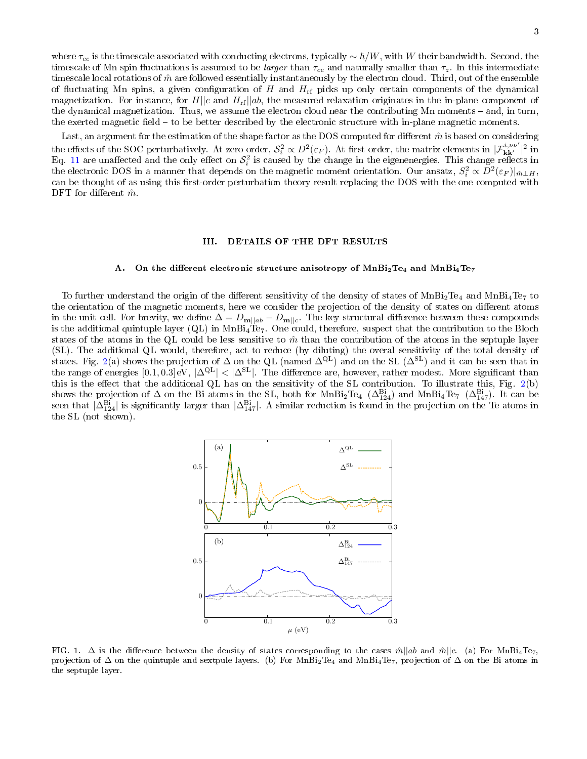where $\tau_{ce}$ is the timescale associated with conducting electrons, typically $\sim \hbar/W$, with $W$ their bandwidth. Second, the timescale of Mn spin fluctuations is assumed to be *larger* than $\tau_{ce}$ and naturally smaller than $\tau_z$. In this intermediate timescale local rotations of $\hat{m}$ are followed essentially instantaneously by the electron cloud. Third, out of the ensemble of fluctuating Mn spins, a given configuration of $H$ and $H_{\rm rf}$ picks up only certain components of the dynamical magnetization. For instance, for $H||c$ and $H_{\rm rf}||ab$, the measured relaxation originates in the in-plane component of the dynamical magnetization. Thus, we assume the electron cloud near the contributing Mn moments – and, in turn, the exerted magnetic field – to be better described by the electronic structure with in-plane magnetic moments.

Last, an argument for the estimation of the shape factor as the DOS computed for different $\hat{m}$ is based on considering the effects of the SOC perturbatively. At zero order, $\mathcal{S}_i^2 \propto D^2(\varepsilon_F)$. At first order, the matrix elements in $|\mathcal{F}^{i,\nu\nu'}_{\mathbf{kk}'}|^2$ in Eq. 11 are unaffected and the only effect on $\mathcal{S}_i^2$ is caused by the change in the eigenenergies. This change reflects in the electronic DOS in a manner that depends on the magnetic moment orientation. Our ansatz, $S_i^2 \propto D^2(\varepsilon_F)|_{\hat{m}\perp H}$, can be thought of as using this first-order perturbation theory result replacing the DOS with the one computed with DFT for different $\hat{m}$.

## III. DETAILS OF THE DFT RESULTS

### A. On the different electronic structure anisotropy of $MnBi_2Te_4$ and $MnBi_4Te_7$

To further understand the origin of the different sensitivity of the density of states of $MnBi_2Te_4$ and $MnBi_4Te_7$ to the orientation of the magnetic moments, here we consider the projection of the density of states on different atoms in the unit cell. For brevity, we define $\Delta = D_{\mathbf{m}||ab} - D_{\mathbf{m}||c}$. The key structural difference between these compounds is the additional quintuple layer (QL) in $MnBi_4Te_7$. One could, therefore, suspect that the contribution to the Bloch states of the atoms in the QL could be less sensitive to $\hat{m}$ than the contribution of the atoms in the septuple layer (SL). The additional QL would, therefore, act to reduce (by diluting) the overal sensitivity of the total density of states. Fig. 2(a) shows the projection of $\Delta$ on the QL (named $\Delta^{\rm QL}$) and on the SL ($\Delta^{\rm SL}$) and it can be seen that in the range of energies $[0.1, 0.3]$ eV, $|\Delta^{\rm QL}| < |\Delta^{\rm SL}|$. The difference are, however, rather modest. More significant than this is the effect that the additional QL has on the sensitivity of the SL contribution. To illustrate this, Fig. 2(b) shows the projection of $\Delta$ on the Bi atoms in the SL, both for $MnBi_2Te_4$ ($\Delta^{\rm Bi}_{124}$) and $MnBi_4Te_7$ ($\Delta^{\rm Bi}_{147}$). It can be seen that $|\Delta^{\rm Bi}_{124}|$ is significantly larger than $|\Delta^{\rm Bi}_{147}|$. A similar reduction is found in the projection on the Te atoms in the SL (not shown).

FIG. 1. $\Delta$ is the difference between the density of states corresponding to the cases $\hat{m}||ab$ and $\hat{m}||c$. (a) For $MnBi_4Te_7$, projection of $\Delta$ on the quintuple and sextpule layers. (b) For $MnBi_2Te_4$ and $MnBi_4Te_7$, projection of $\Delta$ on the Bi atoms in the septuple layer.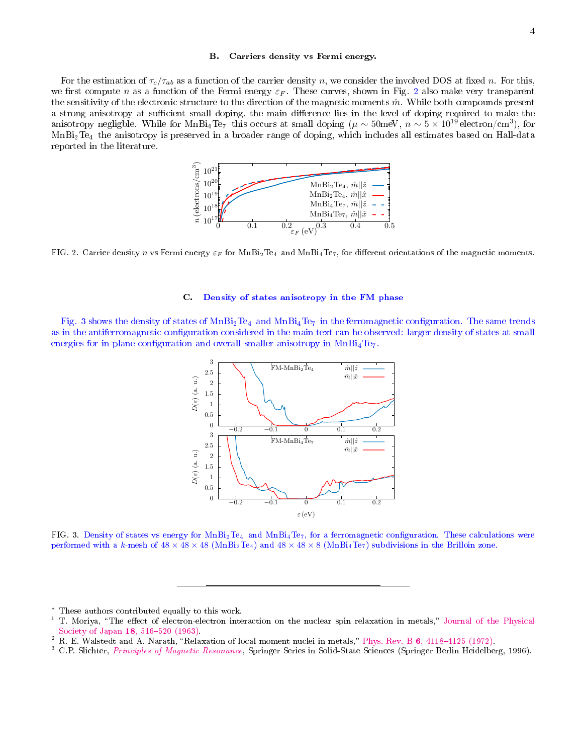### B. Carriers density vs Fermi energy.

For the estimation of $\tau_c/\tau_{ab}$ as a function of the carrier density $n$, we consider the involved DOS at fixed $n$. For this, we first compute $n$ as a function of the Fermi energy $\varepsilon_F$. These curves, shown in Fig. 2 also make very transparent the sensitivity of the electronic structure to the direction of the magnetic moments $\hat{m}$. While both compounds present a strong anisotropy at sufficient small doping, the main difference lies in the level of doping required to make the anisotropy negligible. While for $MnBi_4Te_7$ this occurs at small doping ($\mu \sim 50$meV, $n \sim 5\times10^{19}$ electron/cm$^3$), for $MnBi_2Te_4$ the anisotropy is preserved in a broader range of doping, which includes all estimates based on Hall-data reported in the literature.

$n$ (electrons/cm$^3$)
$10^{21}$
$10^{20}$
$10^{19}$
$10^{18}$
$10^{17}$
0 0.1 0.2 0.3 0.4 0.5
$\varepsilon_F$ (eV)
$MnBi_2Te_4$, $\hat{m}||\hat{z}$
$MnBi_2Te_4$, $\hat{m}||\hat{x}$
$MnBi_4Te_7$, $\hat{m}||\hat{z}$
$MnBi_4Te_7$, $\hat{m}||\hat{x}$

FIG. 2. Carrier density $n$ vs Fermi energy $\varepsilon_F$ for $MnBi_2Te_4$ and $MnBi_4Te_7$, for different orientations of the magnetic moments.

### C. Density of states anisotropy in the FM phase

Fig. 3 shows the density of states of $MnBi_2Te_4$ and $MnBi_4Te_7$ in the ferromagnetic configuration. The same trends as in the antiferromagnetic configuration considered in the main text can be observed: larger density of states at small energies for in-plane configuration and overall smaller anisotropy in $MnBi_4Te_7$.

FM-$MnBi_2Te_4$
$\hat{m}||\hat{z}$
$\hat{m}||\hat{x}$
$D(\varepsilon)$ (a. u.)
3
2.5
2
1.5
1
0.5
0
−0.2 −0.1 0 0.1 0.2

FM-$MnBi_4Te_7$
$\hat{m}||\hat{z}$
$\hat{m}||\hat{x}$
$D(\varepsilon)$ (a. u.)
3
2.5
2
1.5
1
0.5
0
−0.2 −0.1 0 0.1 0.2
$\varepsilon$ (eV)

FIG. 3. Density of states vs energy for $MnBi_2Te_4$ and $MnBi_4Te_7$, for a ferromagnetic configuration. These calculations were performed with a $k$-mesh of $48\times48\times48$ ($MnBi_2Te_4$) and $48\times48\times8$ ($MnBi_4Te_7$) subdivisions in the Brillouin zone.

---

\* These authors contributed equally to this work.

[1] T. Moriya, "The effect of electron-electron interaction on the nuclear spin relaxation in metals," Journal of the Physical Society of Japan **18**, 516–520 (1963).

[2] R. E. Walstedt and A. Narath, "Relaxation of local-moment nuclei in metals," Phys. Rev. B **6**, 4118–4125 (1972).

[3] C.P. Slichter, *Principles of Magnetic Resonance*, Springer Series in Solid-State Sciences (Springer Berlin Heidelberg, 1996).